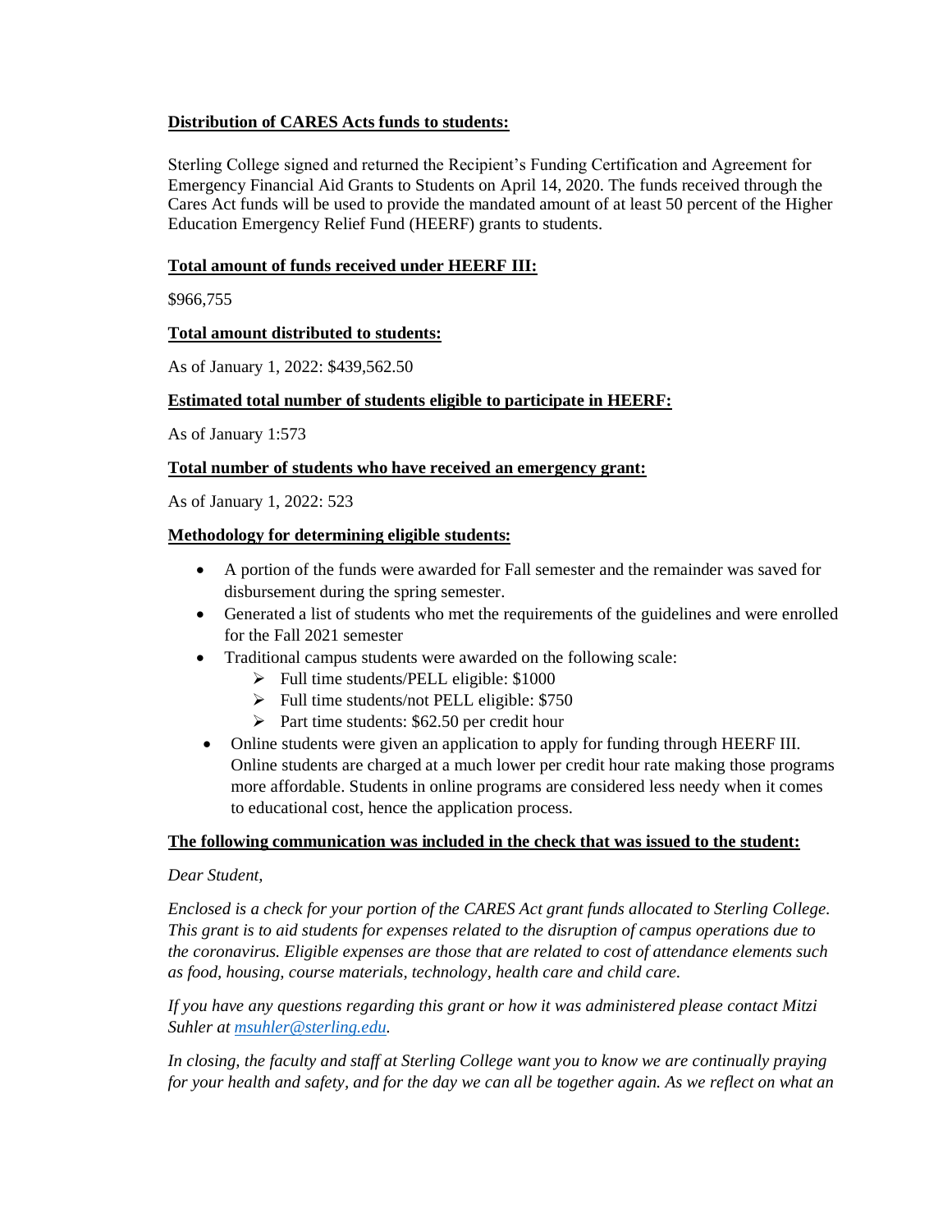**Distribution of CARES Acts funds to students:**

Sterling College signed and returned the Recipient's Funding Certification and Agreement for Emergency Financial Aid Grants to Students on April 14, 2020. The funds received through the Cares Act funds will be used to provide the mandated amount of at least 50 percent of the Higher Education Emergency Relief Fund (HEERF) grants to students.

**Total amount of funds received under HEERF III:**

$966,755

**Total amount distributed to students:**

As of January 1, 2022: $439,562.50

**Estimated total number of students eligible to participate in HEERF:**

As of January 1:573

**Total number of students who have received an emergency grant:**

As of January 1, 2022: 523

**Methodology for determining eligible students:**

- A portion of the funds were awarded for Fall semester and the remainder was saved for disbursement during the spring semester.
- Generated a list of students who met the requirements of the guidelines and were enrolled for the Fall 2021 semester
- Traditional campus students were awarded on the following scale:
  - Full time students/PELL eligible: $1000
  - Full time students/not PELL eligible: $750
  - Part time students: $62.50 per credit hour
- Online students were given an application to apply for funding through HEERF III. Online students are charged at a much lower per credit hour rate making those programs more affordable. Students in online programs are considered less needy when it comes to educational cost, hence the application process.

**The following communication was included in the check that was issued to the student:**

*Dear Student,*

*Enclosed is a check for your portion of the CARES Act grant funds allocated to Sterling College. This grant is to aid students for expenses related to the disruption of campus operations due to the coronavirus. Eligible expenses are those that are related to cost of attendance elements such as food, housing, course materials, technology, health care and child care.*

*If you have any questions regarding this grant or how it was administered please contact Mitzi Suhler at [msuhler@sterling.edu](mailto:msuhler@sterling.edu).*

*In closing, the faculty and staff at Sterling College want you to know we are continually praying for your health and safety, and for the day we can all be together again. As we reflect on what an*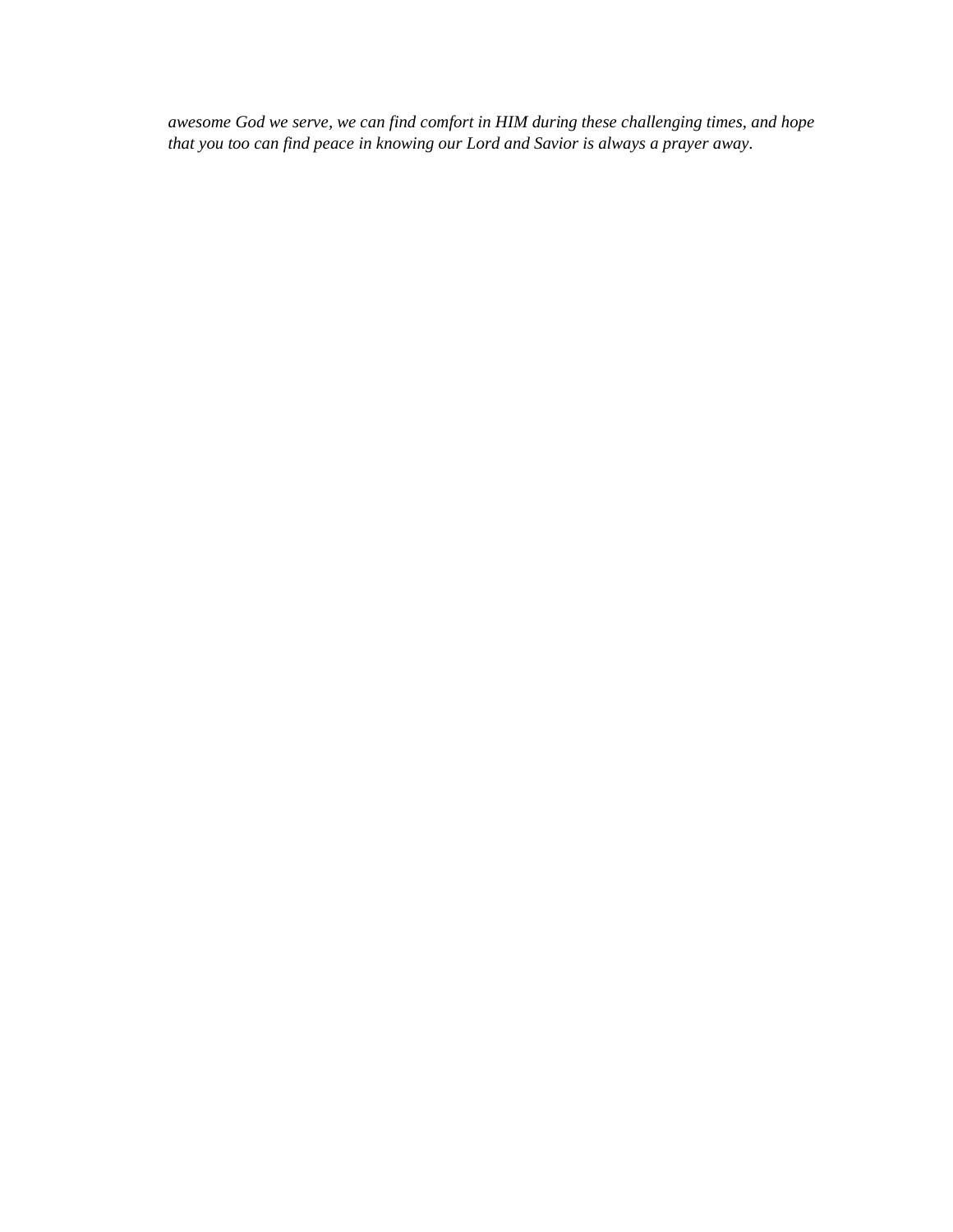*awesome God we serve, we can find comfort in HIM during these challenging times, and hope that you too can find peace in knowing our Lord and Savior is always a prayer away.*